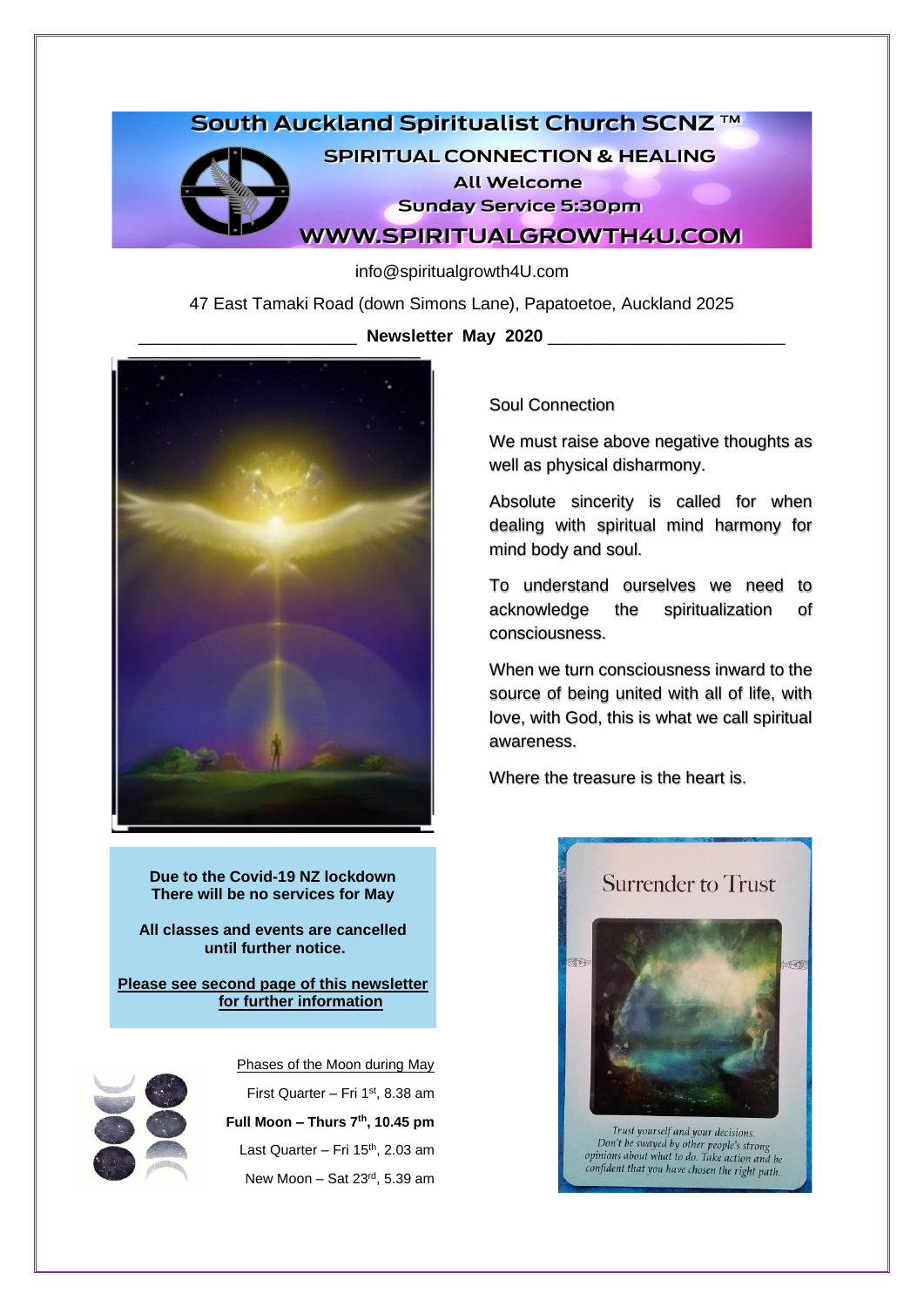# South Auckland Spiritualist Church SCNZ ™

## SPIRITUAL CONNECTION & HEALING

All Welcome

Sunday Service 5:30pm

WWW.SPIRITUALGROWTH4U.COM

info@spiritualgrowth4U.com

47 East Tamaki Road (down Simons Lane), Papatoetoe, Auckland 2025

**Newsletter May 2020**

Soul Connection

We must raise above negative thoughts as well as physical disharmony.

Absolute sincerity is called for when dealing with spiritual mind harmony for mind body and soul.

To understand ourselves we need to acknowledge the spiritualization of consciousness.

When we turn consciousness inward to the source of being united with all of life, with love, with God, this is what we call spiritual awareness.

Where the treasure is the heart is.

**Due to the Covid-19 NZ lockdown There will be no services for May**

**All classes and events are cancelled until further notice.**

**Please see second page of this newsletter for further information**

Phases of the Moon during May

First Quarter – Fri 1st, 8.38 am

**Full Moon – Thurs 7th, 10.45 pm**

Last Quarter – Fri 15th, 2.03 am

New Moon – Sat 23rd, 5.39 am

Surrender to Trust

*Trust yourself and your decisions. Don't be swayed by other people's strong opinions about what to do. Take action and be confident that you have chosen the right path.*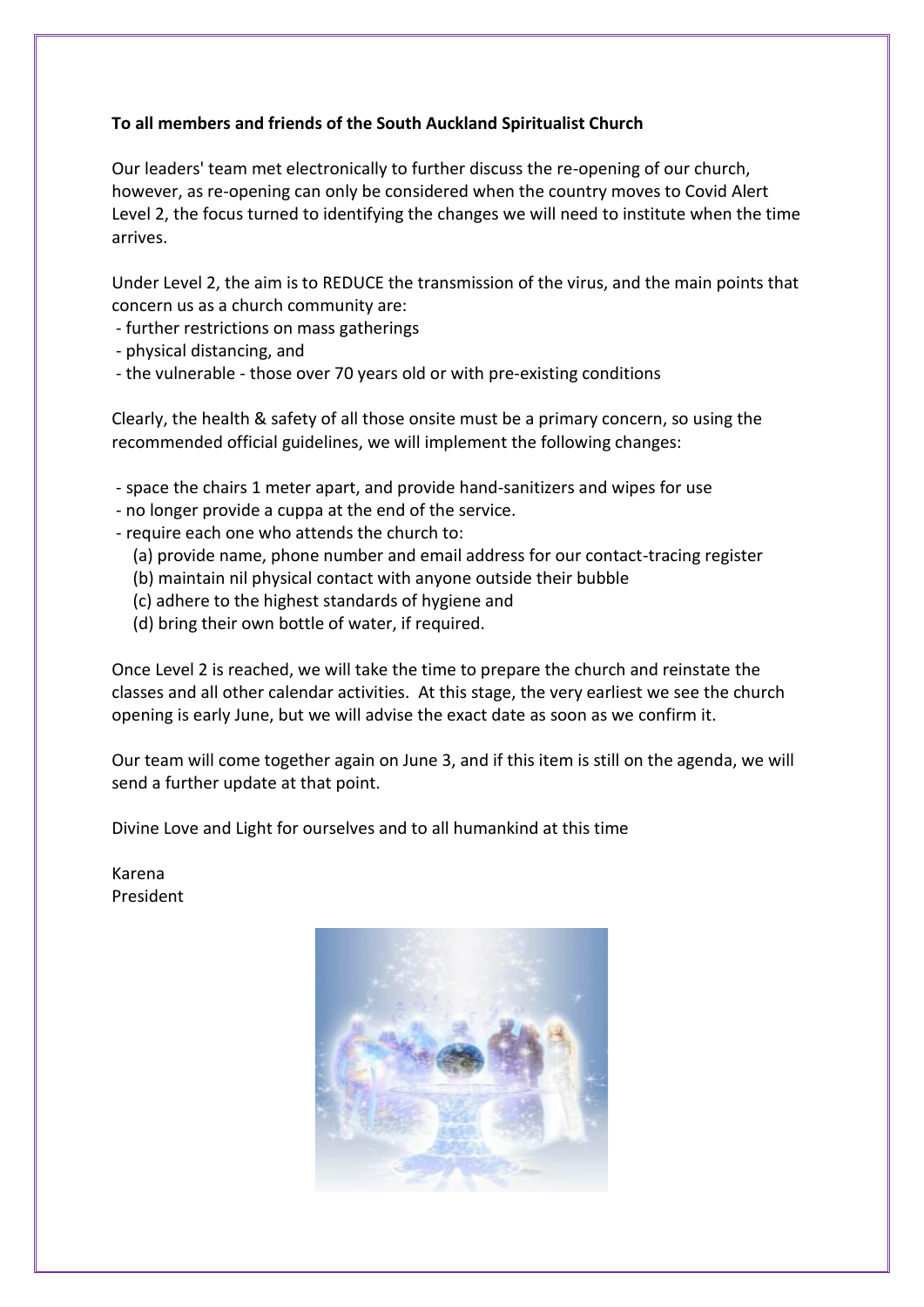**To all members and friends of the South Auckland Spiritualist Church**

Our leaders' team met electronically to further discuss the re-opening of our church, however, as re-opening can only be considered when the country moves to Covid Alert Level 2, the focus turned to identifying the changes we will need to institute when the time arrives.

Under Level 2, the aim is to REDUCE the transmission of the virus, and the main points that concern us as a church community are:

- further restrictions on mass gatherings
- physical distancing, and
- the vulnerable - those over 70 years old or with pre-existing conditions

Clearly, the health & safety of all those onsite must be a primary concern, so using the recommended official guidelines, we will implement the following changes:

- space the chairs 1 meter apart, and provide hand-sanitizers and wipes for use
- no longer provide a cuppa at the end of the service.
- require each one who attends the church to:
  - (a) provide name, phone number and email address for our contact-tracing register
  - (b) maintain nil physical contact with anyone outside their bubble
  - (c) adhere to the highest standards of hygiene and
  - (d) bring their own bottle of water, if required.

Once Level 2 is reached, we will take the time to prepare the church and reinstate the classes and all other calendar activities. At this stage, the very earliest we see the church opening is early June, but we will advise the exact date as soon as we confirm it.

Our team will come together again on June 3, and if this item is still on the agenda, we will send a further update at that point.

Divine Love and Light for ourselves and to all humankind at this time

Karena
President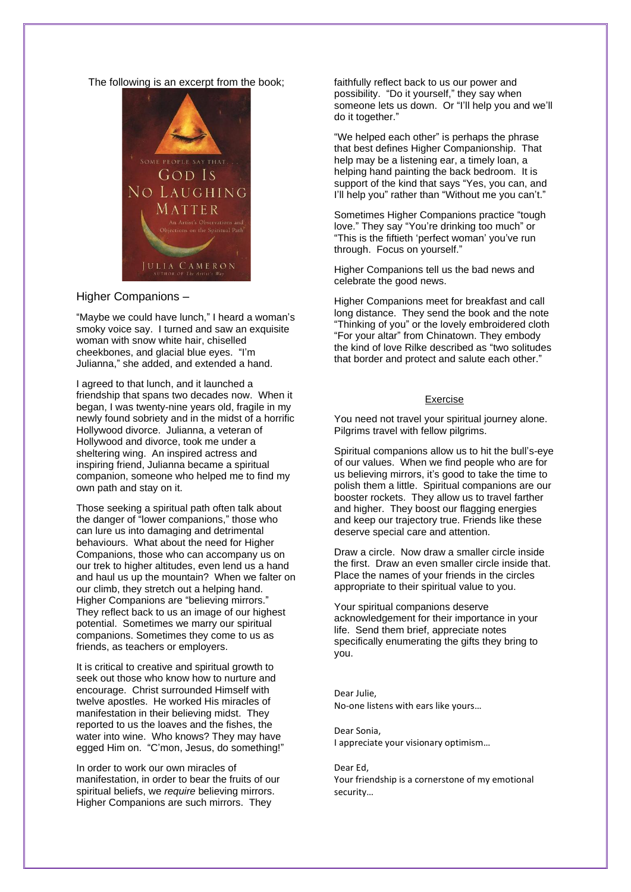The following is an excerpt from the book;

## Higher Companions –

"Maybe we could have lunch," I heard a woman's smoky voice say. I turned and saw an exquisite woman with snow white hair, chiselled cheekbones, and glacial blue eyes. "I'm Julianna," she added, and extended a hand.

I agreed to that lunch, and it launched a friendship that spans two decades now. When it began, I was twenty-nine years old, fragile in my newly found sobriety and in the midst of a horrific Hollywood divorce. Julianna, a veteran of Hollywood and divorce, took me under a sheltering wing. An inspired actress and inspiring friend, Julianna became a spiritual companion, someone who helped me to find my own path and stay on it.

Those seeking a spiritual path often talk about the danger of "lower companions," those who can lure us into damaging and detrimental behaviours. What about the need for Higher Companions, those who can accompany us on our trek to higher altitudes, even lend us a hand and haul us up the mountain? When we falter on our climb, they stretch out a helping hand. Higher Companions are "believing mirrors." They reflect back to us an image of our highest potential. Sometimes we marry our spiritual companions. Sometimes they come to us as friends, as teachers or employers.

It is critical to creative and spiritual growth to seek out those who know how to nurture and encourage. Christ surrounded Himself with twelve apostles. He worked His miracles of manifestation in their believing midst. They reported to us the loaves and the fishes, the water into wine. Who knows? They may have egged Him on. "C'mon, Jesus, do something!"

In order to work our own miracles of manifestation, in order to bear the fruits of our spiritual beliefs, we *require* believing mirrors. Higher Companions are such mirrors. They faithfully reflect back to us our power and possibility. "Do it yourself," they say when someone lets us down. Or "I'll help you and we'll do it together."

"We helped each other" is perhaps the phrase that best defines Higher Companionship. That help may be a listening ear, a timely loan, a helping hand painting the back bedroom. It is support of the kind that says "Yes, you can, and I'll help you" rather than "Without me you can't."

Sometimes Higher Companions practice "tough love." They say "You're drinking too much" or "This is the fiftieth 'perfect woman' you've run through. Focus on yourself."

Higher Companions tell us the bad news and celebrate the good news.

Higher Companions meet for breakfast and call long distance. They send the book and the note "Thinking of you" or the lovely embroidered cloth "For your altar" from Chinatown. They embody the kind of love Rilke described as "two solitudes that border and protect and salute each other."

### Exercise

You need not travel your spiritual journey alone. Pilgrims travel with fellow pilgrims.

Spiritual companions allow us to hit the bull's-eye of our values. When we find people who are for us believing mirrors, it's good to take the time to polish them a little. Spiritual companions are our booster rockets. They allow us to travel farther and higher. They boost our flagging energies and keep our trajectory true. Friends like these deserve special care and attention.

Draw a circle. Now draw a smaller circle inside the first. Draw an even smaller circle inside that. Place the names of your friends in the circles appropriate to their spiritual value to you.

Your spiritual companions deserve acknowledgement for their importance in your life. Send them brief, appreciate notes specifically enumerating the gifts they bring to you.

Dear Julie,
No-one listens with ears like yours…

Dear Sonia,
I appreciate your visionary optimism…

Dear Ed,
Your friendship is a cornerstone of my emotional security…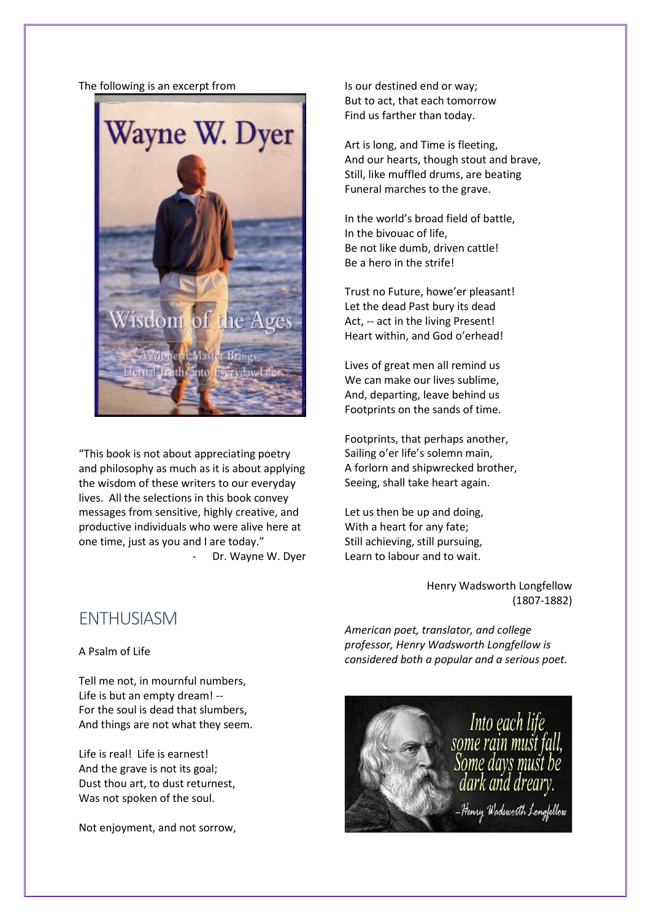The following is an excerpt from

"This book is not about appreciating poetry and philosophy as much as it is about applying the wisdom of these writers to our everyday lives. All the selections in this book convey messages from sensitive, highly creative, and productive individuals who were alive here at one time, just as you and I are today."

- Dr. Wayne W. Dyer

## ENTHUSIASM

A Psalm of Life

Tell me not, in mournful numbers,
Life is but an empty dream! --
For the soul is dead that slumbers,
And things are not what they seem.

Life is real! Life is earnest!
And the grave is not its goal;
Dust thou art, to dust returnest,
Was not spoken of the soul.

Not enjoyment, and not sorrow,
Is our destined end or way;
But to act, that each tomorrow
Find us farther than today.

Art is long, and Time is fleeting,
And our hearts, though stout and brave,
Still, like muffled drums, are beating
Funeral marches to the grave.

In the world's broad field of battle,
In the bivouac of life,
Be not like dumb, driven cattle!
Be a hero in the strife!

Trust no Future, howe'er pleasant!
Let the dead Past bury its dead
Act, -- act in the living Present!
Heart within, and God o'erhead!

Lives of great men all remind us
We can make our lives sublime,
And, departing, leave behind us
Footprints on the sands of time.

Footprints, that perhaps another,
Sailing o'er life's solemn main,
A forlorn and shipwrecked brother,
Seeing, shall take heart again.

Let us then be up and doing,
With a heart for any fate;
Still achieving, still pursuing,
Learn to labour and to wait.

Henry Wadsworth Longfellow
(1807-1882)

*American poet, translator, and college professor, Henry Wadsworth Longfellow is considered both a popular and a serious poet.*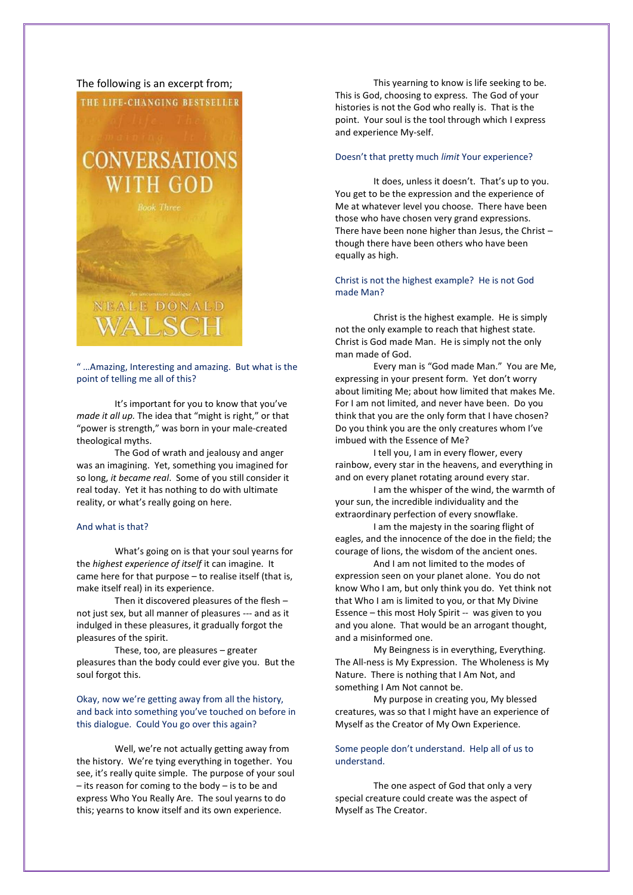The following is an excerpt from;

" …Amazing, Interesting and amazing. But what is the point of telling me all of this?

It's important for you to know that you've *made it all up*. The idea that "might is right," or that "power is strength," was born in your male-created theological myths.

The God of wrath and jealousy and anger was an imagining. Yet, something you imagined for so long, *it became real*. Some of you still consider it real today. Yet it has nothing to do with ultimate reality, or what's really going on here.

And what is that?

What's going on is that your soul yearns for the *highest experience of itself* it can imagine. It came here for that purpose – to realise itself (that is, make itself real) in its experience.

Then it discovered pleasures of the flesh – not just sex, but all manner of pleasures --- and as it indulged in these pleasures, it gradually forgot the pleasures of the spirit.

These, too, are pleasures – greater pleasures than the body could ever give you. But the soul forgot this.

Okay, now we're getting away from all the history, and back into something you've touched on before in this dialogue. Could You go over this again?

Well, we're not actually getting away from the history. We're tying everything in together. You see, it's really quite simple. The purpose of your soul – its reason for coming to the body – is to be and express Who You Really Are. The soul yearns to do this; yearns to know itself and its own experience.

This yearning to know is life seeking to be. This is God, choosing to express. The God of your histories is not the God who really is. That is the point. Your soul is the tool through which I express and experience My-self.

Doesn't that pretty much *limit* Your experience?

It does, unless it doesn't. That's up to you. You get to be the expression and the experience of Me at whatever level you choose. There have been those who have chosen very grand expressions. There have been none higher than Jesus, the Christ – though there have been others who have been equally as high.

Christ is not the highest example? He is not God made Man?

Christ is the highest example. He is simply not the only example to reach that highest state. Christ is God made Man. He is simply not the only man made of God.

Every man is "God made Man." You are Me, expressing in your present form. Yet don't worry about limiting Me; about how limited that makes Me. For I am not limited, and never have been. Do you think that you are the only form that I have chosen? Do you think you are the only creatures whom I've imbued with the Essence of Me?

I tell you, I am in every flower, every rainbow, every star in the heavens, and everything in and on every planet rotating around every star.

I am the whisper of the wind, the warmth of your sun, the incredible individuality and the extraordinary perfection of every snowflake.

I am the majesty in the soaring flight of eagles, and the innocence of the deer in the field; the courage of lions, the wisdom of the ancient ones.

And I am not limited to the modes of expression seen on your planet alone. You do not know Who I am, but only think you do. Yet think not that Who I am is limited to you, or that My Divine Essence – this most Holy Spirit -- was given to you and you alone. That would be an arrogant thought, and a misinformed one.

My Beingness is in everything, Everything. The All-ness is My Expression. The Wholeness is My Nature. There is nothing that I Am Not, and something I Am Not cannot be.

My purpose in creating you, My blessed creatures, was so that I might have an experience of Myself as the Creator of My Own Experience.

Some people don't understand. Help all of us to understand.

The one aspect of God that only a very special creature could create was the aspect of Myself as The Creator.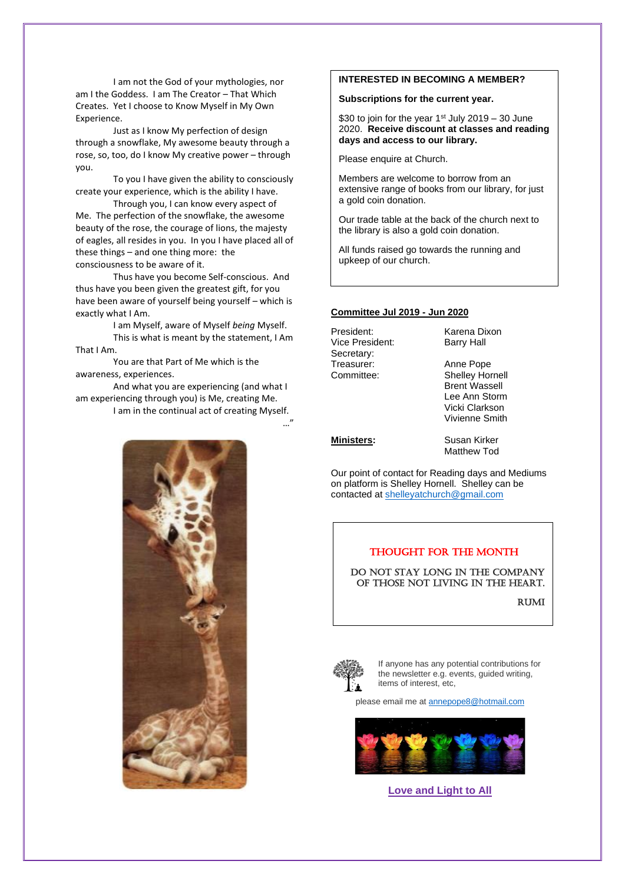I am not the God of your mythologies, nor am I the Goddess. I am The Creator – That Which Creates. Yet I choose to Know Myself in My Own Experience.

Just as I know My perfection of design through a snowflake, My awesome beauty through a rose, so, too, do I know My creative power – through you.

To you I have given the ability to consciously create your experience, which is the ability I have.

Through you, I can know every aspect of Me. The perfection of the snowflake, the awesome beauty of the rose, the courage of lions, the majesty of eagles, all resides in you. In you I have placed all of these things – and one thing more: the consciousness to be aware of it.

Thus have you become Self-conscious. And thus have you been given the greatest gift, for you have been aware of yourself being yourself – which is exactly what I Am.

I am Myself, aware of Myself *being* Myself.

This is what is meant by the statement, I Am That I Am.

You are that Part of Me which is the awareness, experiences.

And what you are experiencing (and what I am experiencing through you) is Me, creating Me.

I am in the continual act of creating Myself.

…"

**INTERESTED IN BECOMING A MEMBER?**

**Subscriptions for the current year.**

$30 to join for the year 1st July 2019 – 30 June 2020. **Receive discount at classes and reading days and access to our library.**

Please enquire at Church.

Members are welcome to borrow from an extensive range of books from our library, for just a gold coin donation.

Our trade table at the back of the church next to the library is also a gold coin donation.

All funds raised go towards the running and upkeep of our church.

**Committee Jul 2019 - Jun 2020**

| | |
|---|---|
| President: | Karena Dixon |
| Vice President: | Barry Hall |
| Secretary: | |
| Treasurer: | Anne Pope |
| Committee: | Shelley Hornell |
| | Brent Wassell |
| | Lee Ann Storm |
| | Vicki Clarkson |
| | Vivienne Smith |
| **Ministers:** | Susan Kirker |
| | Matthew Tod |

Our point of contact for Reading days and Mediums on platform is Shelley Hornell. Shelley can be contacted at shelleyatchurch@gmail.com

THOUGHT FOR THE MONTH

DO NOT STAY LONG IN THE COMPANY OF THOSE NOT LIVING IN THE HEART.

RUMI

If anyone has any potential contributions for the newsletter e.g. events, guided writing, items of interest, etc,

please email me at annepope8@hotmail.com

**Love and Light to All**